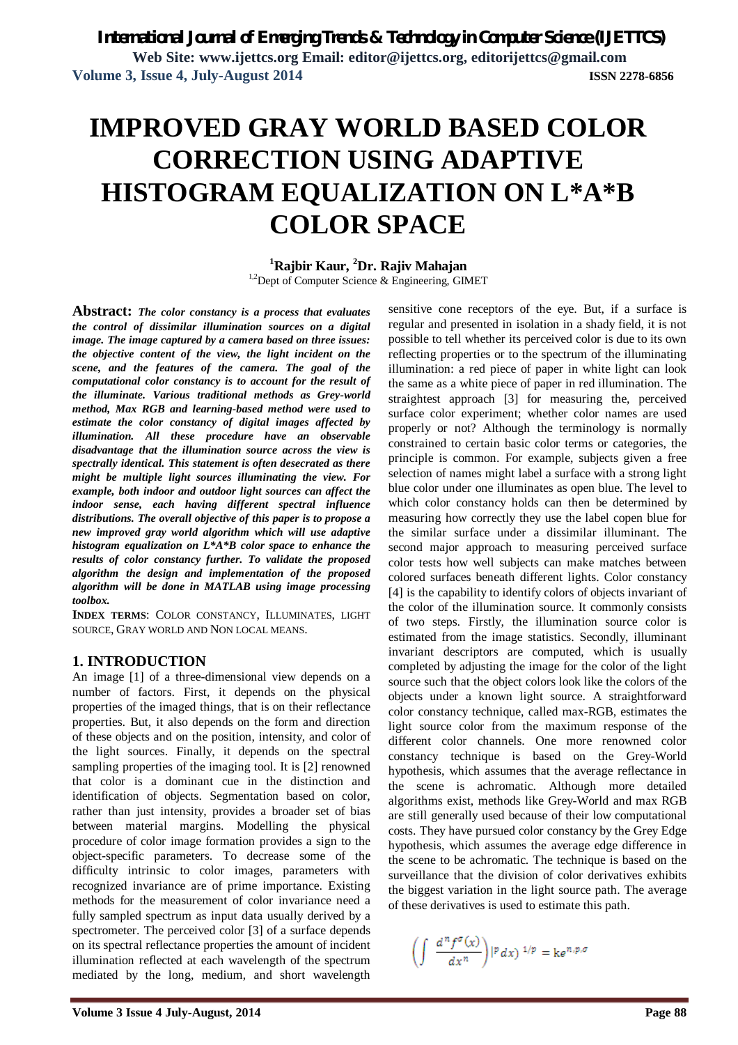# IMPROVED GRAY WORLD BASED COLOR CORRECTION USING ADAPTIVE HISTOGRAM EQUALIZATION ON L*A*B COLOR SPACE

**[1]Rajbir Kaur, [2]Dr. Rajiv Mahajan**

[1,2]Dept of Computer Science & Engineering, GIMET

**Abstract:** ***The color constancy is a process that evaluates the control of dissimilar illumination sources on a digital image. The image captured by a camera based on three issues: the objective content of the view, the light incident on the scene, and the features of the camera. The goal of the computational color constancy is to account for the result of the illuminate. Various traditional methods as Grey-world method, Max RGB and learning-based method were used to estimate the color constancy of digital images affected by illumination. All these procedure have an observable disadvantage that the illumination source across the view is spectrally identical. This statement is often desecrated as there might be multiple light sources illuminating the view. For example, both indoor and outdoor light sources can affect the indoor sense, each having different spectral influence distributions. The overall objective of this paper is to propose a new improved gray world algorithm which will use adaptive histogram equalization on L*A*B color space to enhance the results of color constancy further. To validate the proposed algorithm the design and implementation of the proposed algorithm will be done in MATLAB using image processing toolbox.***

**INDEX TERMS**: COLOR CONSTANCY, ILLUMINATES, LIGHT SOURCE, GRAY WORLD AND NON LOCAL MEANS.

## 1. INTRODUCTION

An image [1] of a three-dimensional view depends on a number of factors. First, it depends on the physical properties of the imaged things, that is on their reflectance properties. But, it also depends on the form and direction of these objects and on the position, intensity, and color of the light sources. Finally, it depends on the spectral sampling properties of the imaging tool. It is [2] renowned that color is a dominant cue in the distinction and identification of objects. Segmentation based on color, rather than just intensity, provides a broader set of bias between material margins. Modelling the physical procedure of color image formation provides a sign to the object-specific parameters. To decrease some of the difficulty intrinsic to color images, parameters with recognized invariance are of prime importance. Existing methods for the measurement of color invariance need a fully sampled spectrum as input data usually derived by a spectrometer. The perceived color [3] of a surface depends on its spectral reflectance properties the amount of incident illumination reflected at each wavelength of the spectrum mediated by the long, medium, and short wavelength sensitive cone receptors of the eye. But, if a surface is regular and presented in isolation in a shady field, it is not possible to tell whether its perceived color is due to its own reflecting properties or to the spectrum of the illuminating illumination: a red piece of paper in white light can look the same as a white piece of paper in red illumination. The straightest approach [3] for measuring the, perceived surface color experiment; whether color names are used properly or not? Although the terminology is normally constrained to certain basic color terms or categories, the principle is common. For example, subjects given a free selection of names might label a surface with a strong light blue color under one illuminates as open blue. The level to which color constancy holds can then be determined by measuring how correctly they use the label copen blue for the similar surface under a dissimilar illuminant. The second major approach to measuring perceived surface color tests how well subjects can make matches between colored surfaces beneath different lights. Color constancy [4] is the capability to identify colors of objects invariant of the color of the illumination source. It commonly consists of two steps. Firstly, the illumination source color is estimated from the image statistics. Secondly, illuminant invariant descriptors are computed, which is usually completed by adjusting the image for the color of the light source such that the object colors look like the colors of the objects under a known light source. A straightforward color constancy technique, called max-RGB, estimates the light source color from the maximum response of the different color channels. One more renowned color constancy technique is based on the Grey-World hypothesis, which assumes that the average reflectance in the scene is achromatic. Although more detailed algorithms exist, methods like Grey-World and max RGB are still generally used because of their low computational costs. They have pursued color constancy by the Grey Edge hypothesis, which assumes the average edge difference in the scene to be achromatic. The technique is based on the surveillance that the division of color derivatives exhibits the biggest variation in the light source path. The average of these derivatives is used to estimate this path.

$$\left( \int \frac{d^n f^\sigma(x)}{dx^n} \Big)|^p dx \right)^{1/p} = \mathrm{k}e^{n,p,\sigma}$$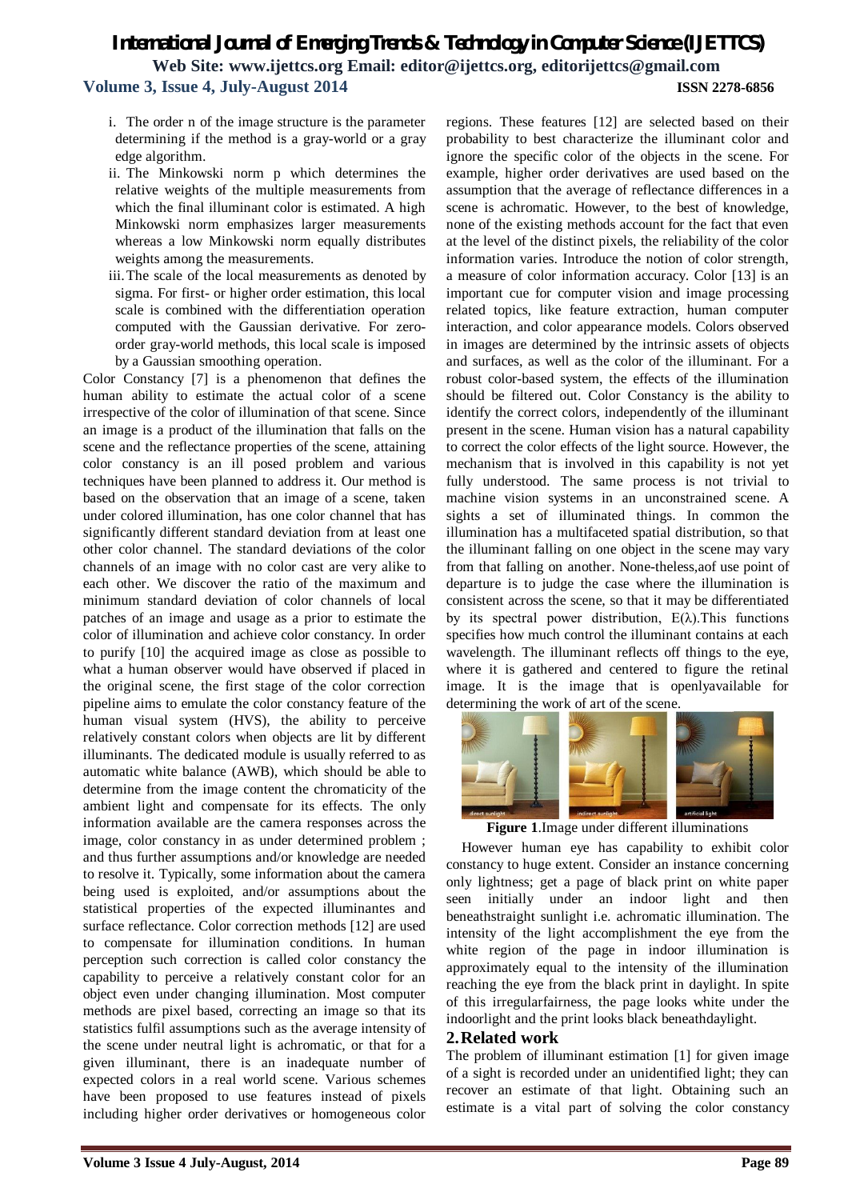i. The order n of the image structure is the parameter determining if the method is a gray-world or a gray edge algorithm.

ii. The Minkowski norm p which determines the relative weights of the multiple measurements from which the final illuminant color is estimated. A high Minkowski norm emphasizes larger measurements whereas a low Minkowski norm equally distributes weights among the measurements.

iii. The scale of the local measurements as denoted by sigma. For first- or higher order estimation, this local scale is combined with the differentiation operation computed with the Gaussian derivative. For zero-order gray-world methods, this local scale is imposed by a Gaussian smoothing operation.

Color Constancy [7] is a phenomenon that defines the human ability to estimate the actual color of a scene irrespective of the color of illumination of that scene. Since an image is a product of the illumination that falls on the scene and the reflectance properties of the scene, attaining color constancy is an ill posed problem and various techniques have been planned to address it. Our method is based on the observation that an image of a scene, taken under colored illumination, has one color channel that has significantly different standard deviation from at least one other color channel. The standard deviations of the color channels of an image with no color cast are very alike to each other. We discover the ratio of the maximum and minimum standard deviation of color channels of local patches of an image and usage as a prior to estimate the color of illumination and achieve color constancy. In order to purify [10] the acquired image as close as possible to what a human observer would have observed if placed in the original scene, the first stage of the color correction pipeline aims to emulate the color constancy feature of the human visual system (HVS), the ability to perceive relatively constant colors when objects are lit by different illuminants. The dedicated module is usually referred to as automatic white balance (AWB), which should be able to determine from the image content the chromaticity of the ambient light and compensate for its effects. The only information available are the camera responses across the image, color constancy in as under determined problem ; and thus further assumptions and/or knowledge are needed to resolve it. Typically, some information about the camera being used is exploited, and/or assumptions about the statistical properties of the expected illuminantes and surface reflectance. Color correction methods [12] are used to compensate for illumination conditions. In human perception such correction is called color constancy the capability to perceive a relatively constant color for an object even under changing illumination. Most computer methods are pixel based, correcting an image so that its statistics fulfil assumptions such as the average intensity of the scene under neutral light is achromatic, or that for a given illuminant, there is an inadequate number of expected colors in a real world scene. Various schemes have been proposed to use features instead of pixels including higher order derivatives or homogeneous color regions. These features [12] are selected based on their probability to best characterize the illuminant color and ignore the specific color of the objects in the scene. For example, higher order derivatives are used based on the assumption that the average of reflectance differences in a scene is achromatic. However, to the best of knowledge, none of the existing methods account for the fact that even at the level of the distinct pixels, the reliability of the color information varies. Introduce the notion of color strength, a measure of color information accuracy. Color [13] is an important cue for computer vision and image processing related topics, like feature extraction, human computer interaction, and color appearance models. Colors observed in images are determined by the intrinsic assets of objects and surfaces, as well as the color of the illuminant. For a robust color-based system, the effects of the illumination should be filtered out. Color Constancy is the ability to identify the correct colors, independently of the illuminant present in the scene. Human vision has a natural capability to correct the color effects of the light source. However, the mechanism that is involved in this capability is not yet fully understood. The same process is not trivial to machine vision systems in an unconstrained scene. A sights a set of illuminated things. In common the illumination has a multifaceted spatial distribution, so that the illuminant falling on one object in the scene may vary from that falling on another. None-theless,aof use point of departure is to judge the case where the illumination is consistent across the scene, so that it may be differentiated by its spectral power distribution, $E(\lambda)$.This functions specifies how much control the illuminant contains at each wavelength. The illuminant reflects off things to the eye, where it is gathered and centered to figure the retinal image. It is the image that is openlyavailable for determining the work of art of the scene.

**Figure 1**.Image under different illuminations

However human eye has capability to exhibit color constancy to huge extent. Consider an instance concerning only lightness; get a page of black print on white paper seen initially under an indoor light and then beneathstraight sunlight i.e. achromatic illumination. The intensity of the light accomplishment the eye from the white region of the page in indoor illumination is approximately equal to the intensity of the illumination reaching the eye from the black print in daylight. In spite of this irregularfairness, the page looks white under the indoorlight and the print looks black beneathdaylight.

## 2. Related work

The problem of illuminant estimation [1] for given image of a sight is recorded under an unidentified light; they can recover an estimate of that light. Obtaining such an estimate is a vital part of solving the color constancy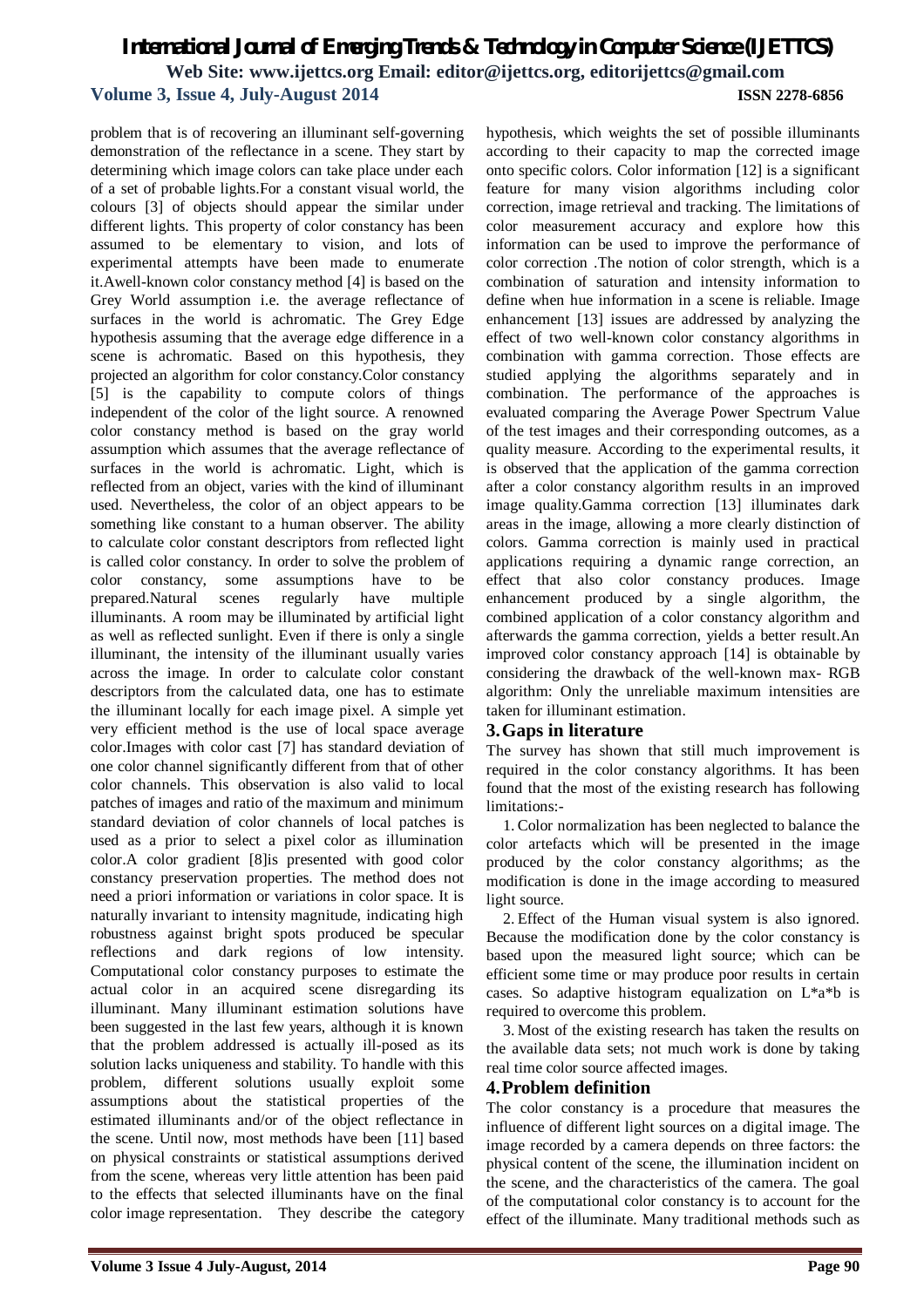problem that is of recovering an illuminant self-governing demonstration of the reflectance in a scene. They start by determining which image colors can take place under each of a set of probable lights.For a constant visual world, the colours [3] of objects should appear the similar under different lights. This property of color constancy has been assumed to be elementary to vision, and lots of experimental attempts have been made to enumerate it.Awell-known color constancy method [4] is based on the Grey World assumption i.e. the average reflectance of surfaces in the world is achromatic. The Grey Edge hypothesis assuming that the average edge difference in a scene is achromatic. Based on this hypothesis, they projected an algorithm for color constancy.Color constancy [5] is the capability to compute colors of things independent of the color of the light source. A renowned color constancy method is based on the gray world assumption which assumes that the average reflectance of surfaces in the world is achromatic. Light, which is reflected from an object, varies with the kind of illuminant used. Nevertheless, the color of an object appears to be something like constant to a human observer. The ability to calculate color constant descriptors from reflected light is called color constancy. In order to solve the problem of color constancy, some assumptions have to be prepared.Natural scenes regularly have multiple illuminants. A room may be illuminated by artificial light as well as reflected sunlight. Even if there is only a single illuminant, the intensity of the illuminant usually varies across the image. In order to calculate color constant descriptors from the calculated data, one has to estimate the illuminant locally for each image pixel. A simple yet very efficient method is the use of local space average color.Images with color cast [7] has standard deviation of one color channel significantly different from that of other color channels. This observation is also valid to local patches of images and ratio of the maximum and minimum standard deviation of color channels of local patches is used as a prior to select a pixel color as illumination color.A color gradient [8]is presented with good color constancy preservation properties. The method does not need a priori information or variations in color space. It is naturally invariant to intensity magnitude, indicating high robustness against bright spots produced be specular reflections and dark regions of low intensity. Computational color constancy purposes to estimate the actual color in an acquired scene disregarding its illuminant. Many illuminant estimation solutions have been suggested in the last few years, although it is known that the problem addressed is actually ill-posed as its solution lacks uniqueness and stability. To handle with this problem, different solutions usually exploit some assumptions about the statistical properties of the estimated illuminants and/or of the object reflectance in the scene. Until now, most methods have been [11] based on physical constraints or statistical assumptions derived from the scene, whereas very little attention has been paid to the effects that selected illuminants have on the final color image representation. They describe the category hypothesis, which weights the set of possible illuminants according to their capacity to map the corrected image onto specific colors. Color information [12] is a significant feature for many vision algorithms including color correction, image retrieval and tracking. The limitations of color measurement accuracy and explore how this information can be used to improve the performance of color correction .The notion of color strength, which is a combination of saturation and intensity information to define when hue information in a scene is reliable. Image enhancement [13] issues are addressed by analyzing the effect of two well-known color constancy algorithms in combination with gamma correction. Those effects are studied applying the algorithms separately and in combination. The performance of the approaches is evaluated comparing the Average Power Spectrum Value of the test images and their corresponding outcomes, as a quality measure. According to the experimental results, it is observed that the application of the gamma correction after a color constancy algorithm results in an improved image quality.Gamma correction [13] illuminates dark areas in the image, allowing a more clearly distinction of colors. Gamma correction is mainly used in practical applications requiring a dynamic range correction, an effect that also color constancy produces. Image enhancement produced by a single algorithm, the combined application of a color constancy algorithm and afterwards the gamma correction, yields a better result.An improved color constancy approach [14] is obtainable by considering the drawback of the well-known max- RGB algorithm: Only the unreliable maximum intensities are taken for illuminant estimation.

## 3. Gaps in literature

The survey has shown that still much improvement is required in the color constancy algorithms. It has been found that the most of the existing research has following limitations:-

1. Color normalization has been neglected to balance the color artefacts which will be presented in the image produced by the color constancy algorithms; as the modification is done in the image according to measured light source.
2. Effect of the Human visual system is also ignored. Because the modification done by the color constancy is based upon the measured light source; which can be efficient some time or may produce poor results in certain cases. So adaptive histogram equalization on L*a*b is required to overcome this problem.
3. Most of the existing research has taken the results on the available data sets; not much work is done by taking real time color source affected images.

## 4. Problem definition

The color constancy is a procedure that measures the influence of different light sources on a digital image. The image recorded by a camera depends on three factors: the physical content of the scene, the illumination incident on the scene, and the characteristics of the camera. The goal of the computational color constancy is to account for the effect of the illuminate. Many traditional methods such as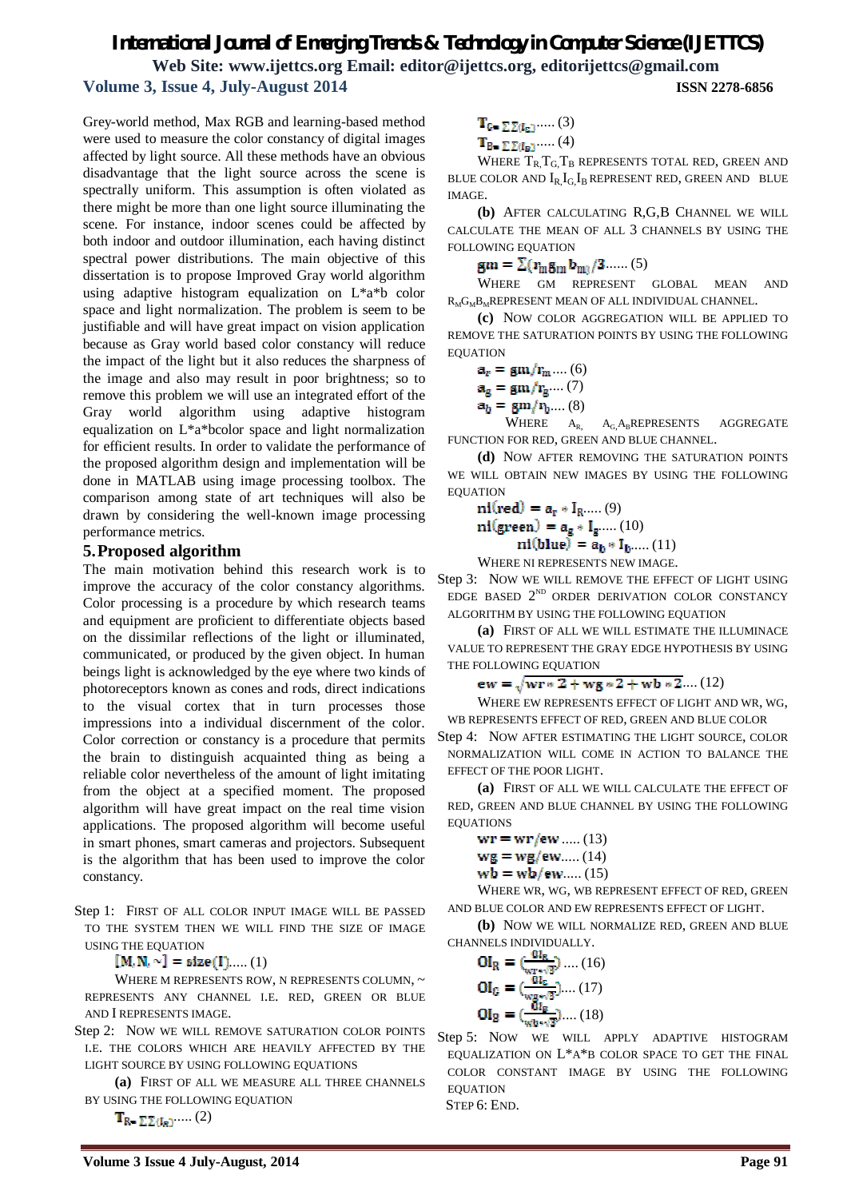Grey-world method, Max RGB and learning-based method were used to measure the color constancy of digital images affected by light source. All these methods have an obvious disadvantage that the light source across the scene is spectrally uniform. This assumption is often violated as there might be more than one light source illuminating the scene. For instance, indoor scenes could be affected by both indoor and outdoor illumination, each having distinct spectral power distributions. The main objective of this dissertation is to propose Improved Gray world algorithm using adaptive histogram equalization on L*a*b color space and light normalization. The problem is seem to be justifiable and will have great impact on vision application because as Gray world based color constancy will reduce the impact of the light but it also reduces the sharpness of the image and also may result in poor brightness; so to remove this problem we will use an integrated effort of the Gray world algorithm using adaptive histogram equalization on L*a*bcolor space and light normalization for efficient results. In order to validate the performance of the proposed algorithm design and implementation will be done in MATLAB using image processing toolbox. The comparison among state of art techniques will also be drawn by considering the well-known image processing performance metrics.

## 5. Proposed algorithm

The main motivation behind this research work is to improve the accuracy of the color constancy algorithms. Color processing is a procedure by which research teams and equipment are proficient to differentiate objects based on the dissimilar reflections of the light or illuminated, communicated, or produced by the given object. In human beings light is acknowledged by the eye where two kinds of photoreceptors known as cones and rods, direct indications to the visual cortex that in turn processes those impressions into a individual discernment of the color. Color correction or constancy is a procedure that permits the brain to distinguish acquainted thing as being a reliable color nevertheless of the amount of light imitating from the object at a specified moment. The proposed algorithm will have great impact on the real time vision applications. The proposed algorithm will become useful in smart phones, smart cameras and projectors. Subsequent is the algorithm that has been used to improve the color constancy.

Step 1: First of all color input image will be passed to the system then we will find the size of image using the equation

$[M, N, \sim] = \text{size}(I)$..... (1)

Where M represents row, N represents column, ~ represents any channel i.e. red, green or blue and I represents image.

Step 2: Now we will remove saturation color points i.e. the colors which are heavily affected by the light source by using following equations

**(a)** First of all we measure all three channels by using the following equation

$T_R = \sum\sum(I_R)$..... (2)

$T_G = \sum\sum(I_G)$..... (3)

$T_B = \sum\sum(I_B)$..... (4)

Where $T_R, T_G, T_B$ represents total red, green and blue color and $I_R, I_G, I_B$ represent red, green and blue image.

**(b)** After calculating R,G,B channel we will calculate the mean of all 3 channels by using the following equation

$gm = \sum(r_m g_m b_m)/3$...... (5)

Where gm represent global mean and $R_M G_M B_M$ represent mean of all individual channel.

**(c)** Now color aggregation will be applied to remove the saturation points by using the following equation

$a_r = gm/r_m$.... (6)

$a_g = gm/r_g$.... (7)

$a_b = gm/r_b$.... (8)

Where $A_R$, $A_G$, $A_B$ represents aggregate function for red, green and blue channel.

**(d)** Now after removing the saturation points we will obtain new images by using the following equation

$ni(red) = a_r * I_R$..... (9)

$ni(green) = a_g * I_g$..... (10)

$ni(blue) = a_b * I_b$..... (11)

Where ni represents new image.

Step 3: Now we will remove the effect of light using edge based 2[nd] order derivation color constancy algorithm by using the following equation

**(a)** First of all we will estimate the illuminace value to represent the gray edge hypothesis by using the following equation

$ew = \sqrt{wr * 2 + wg * 2 + wb * 2}$.... (12)

Where ew represents effect of light and wr, wg, wb represents effect of red, green and blue color

Step 4: Now after estimating the light source, color normalization will come in action to balance the effect of the poor light.

**(a)** First of all we will calculate the effect of red, green and blue channel by using the following equations

$wr = wr/ew$ ..... (13)

$wg = wg/ew$..... (14)

$wb = wb/ew$..... (15)

Where wr, wg, wb represent effect of red, green and blue color and ew represents effect of light.

**(b)** Now we will normalize red, green and blue channels individually.

$OI_R = \left(\frac{0I_R}{wr * \sqrt{3}}\right)$ .... (16)

$OI_G = \left(\frac{0I_G}{wg * \sqrt{3}}\right)$.... (17)

$OI_B = \left(\frac{0I_B}{wb * \sqrt{3}}\right)$.... (18)

Step 5: Now we will apply adaptive histogram equalization on L*a*b color space to get the final color constant image by using the following equation

Step 6: End.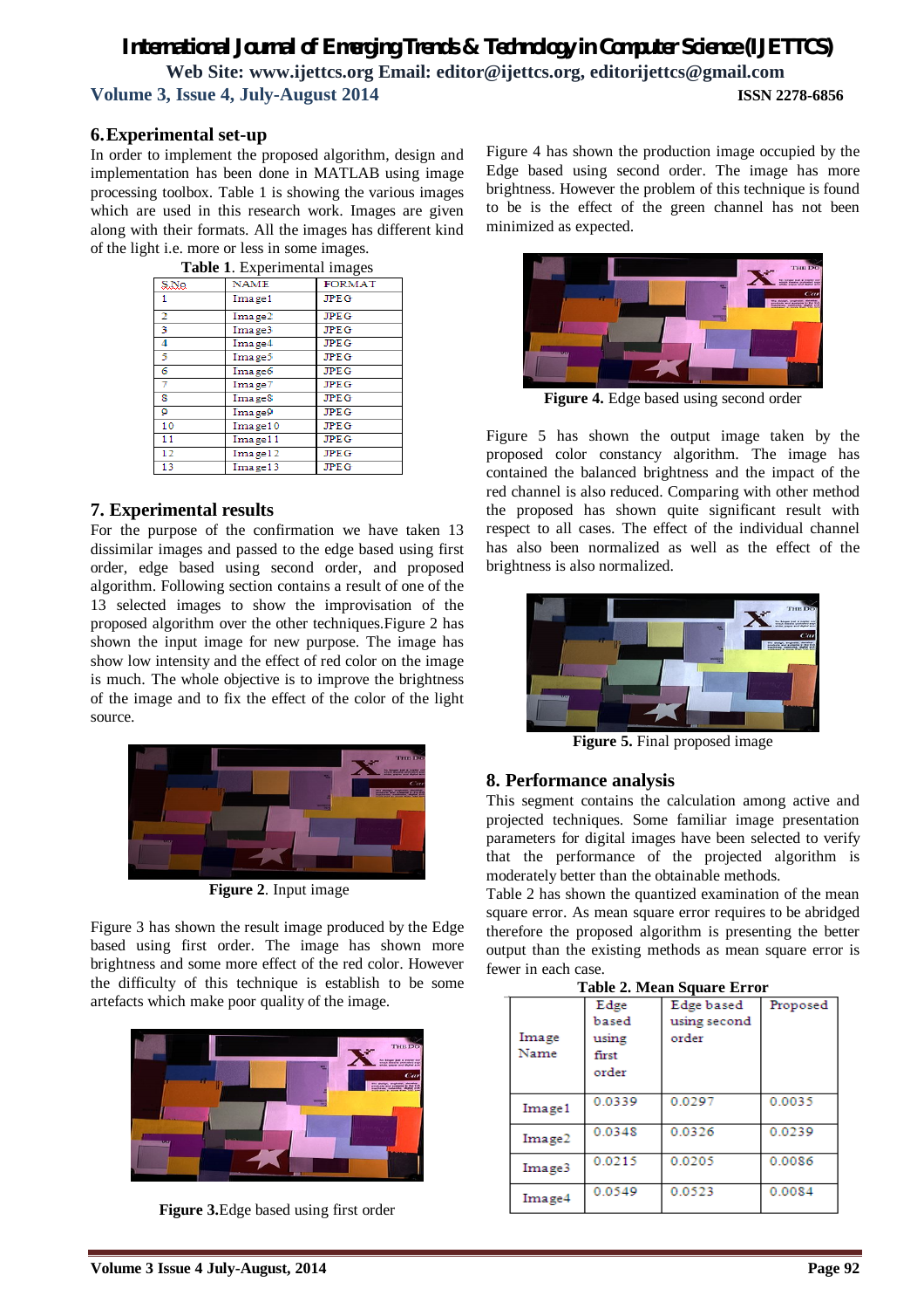## 6. Experimental set-up

In order to implement the proposed algorithm, design and implementation has been done in MATLAB using image processing toolbox. Table 1 is showing the various images which are used in this research work. Images are given along with their formats. All the images has different kind of the light i.e. more or less in some images.

**Table 1**. Experimental images

| S.No | NAME | FORMAT |
|---|---|---|
| 1 | Image1 | JPEG |
| 2 | Image2 | JPEG |
| 3 | Image3 | JPEG |
| 4 | Image4 | JPEG |
| 5 | Image5 | JPEG |
| 6 | Image6 | JPEG |
| 7 | Image7 | JPEG |
| 8 | Image8 | JPEG |
| 9 | Image9 | JPEG |
| 10 | Image10 | JPEG |
| 11 | Image11 | JPEG |
| 12 | Image12 | JPEG |
| 13 | Image13 | JPEG |

## 7. Experimental results

For the purpose of the confirmation we have taken 13 dissimilar images and passed to the edge based using first order, edge based using second order, and proposed algorithm. Following section contains a result of one of the 13 selected images to show the improvisation of the proposed algorithm over the other techniques.Figure 2 has shown the input image for new purpose. The image has show low intensity and the effect of red color on the image is much. The whole objective is to improve the brightness of the image and to fix the effect of the color of the light source.

**Figure 2**. Input image

Figure 3 has shown the result image produced by the Edge based using first order. The image has shown more brightness and some more effect of the red color. However the difficulty of this technique is establish to be some artefacts which make poor quality of the image.

**Figure 3.**Edge based using first order

Figure 4 has shown the production image occupied by the Edge based using second order. The image has more brightness. However the problem of this technique is found to be is the effect of the green channel has not been minimized as expected.

**Figure 4.** Edge based using second order

Figure 5 has shown the output image taken by the proposed color constancy algorithm. The image has contained the balanced brightness and the impact of the red channel is also reduced. Comparing with other method the proposed has shown quite significant result with respect to all cases. The effect of the individual channel has also been normalized as well as the effect of the brightness is also normalized.

**Figure 5.** Final proposed image

## 8. Performance analysis

This segment contains the calculation among active and projected techniques. Some familiar image presentation parameters for digital images have been selected to verify that the performance of the projected algorithm is moderately better than the obtainable methods.

Table 2 has shown the quantized examination of the mean square error. As mean square error requires to be abridged therefore the proposed algorithm is presenting the better output than the existing methods as mean square error is fewer in each case.

**Table 2. Mean Square Error**

| Image Name | Edge based using first order | Edge based using second order | Proposed |
|---|---|---|---|
| Image1 | 0.0339 | 0.0297 | 0.0035 |
| Image2 | 0.0348 | 0.0326 | 0.0239 |
| Image3 | 0.0215 | 0.0205 | 0.0086 |
| Image4 | 0.0549 | 0.0523 | 0.0084 |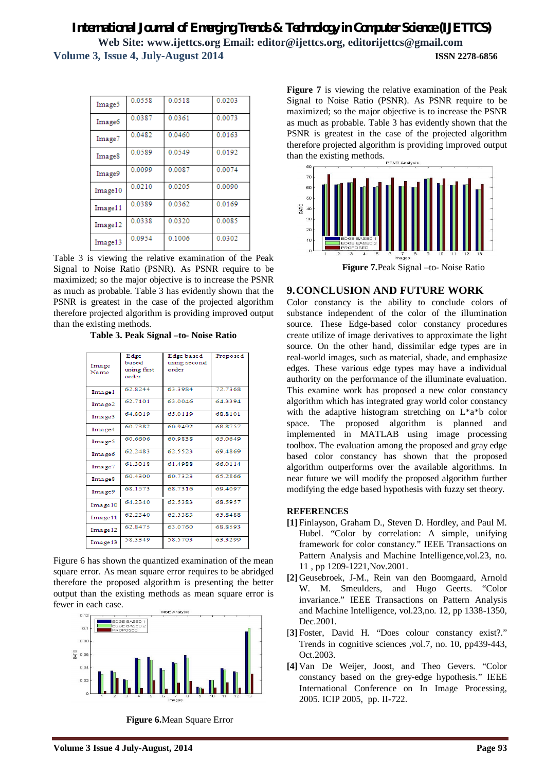| | | | |
|---|---|---|---|
| Image5 | 0.0558 | 0.0518 | 0.0203 |
| Image6 | 0.0387 | 0.0361 | 0.0073 |
| Image7 | 0.0482 | 0.0460 | 0.0163 |
| Image8 | 0.0589 | 0.0549 | 0.0192 |
| Image9 | 0.0099 | 0.0087 | 0.0074 |
| Image10 | 0.0210 | 0.0205 | 0.0090 |
| Image11 | 0.0389 | 0.0362 | 0.0169 |
| Image12 | 0.0338 | 0.0320 | 0.0085 |
| Image13 | 0.0954 | 0.1006 | 0.0302 |

Table 3 is viewing the relative examination of the Peak Signal to Noise Ratio (PSNR). As PSNR require to be maximized; so the major objective is to increase the PSNR as much as probable. Table 3 has evidently shown that the PSNR is greatest in the case of the projected algorithm therefore projected algorithm is providing improved output than the existing methods.

**Table 3. Peak Signal –to- Noise Ratio**

| Image Name | Edge based using first order | Edge based using second order | Proposed |
|---|---|---|---|
| Image1 | 62.8244 | 63.3984 | 72.7368 |
| Image2 | 62.7101 | 63.0046 | 64.3394 |
| Image3 | 64.8019 | 65.0119 | 68.8101 |
| Image4 | 60.7382 | 60.9492 | 68.8757 |
| Image5 | 60.6606 | 60.9838 | 65.0649 |
| Image6 | 62.2483 | 62.5523 | 69.4869 |
| Image7 | 61.3018 | 61.4988 | 66.0114 |
| Image8 | 60.4300 | 60.7323 | 65.2866 |
| Image9 | 68.1573 | 68.7316 | 69.4097 |
| Image10 | 64.2340 | 62.5383 | 68.5957 |
| Image11 | 62.2340 | 62.5383 | 65.8488 |
| Image12 | 62.8475 | 63.0760 | 68.8593 |
| Image13 | 58.3349 | 58.5703 | 63.3299 |

Figure 6 has shown the quantized examination of the mean square error. As mean square error requires to be abridged therefore the proposed algorithm is presenting the better output than the existing methods as mean square error is fewer in each case.

MSE Analysis

EDGE BASED 1
EDGE BASED 2
PROPOSED

RATIO

Images

**Figure 6.**Mean Square Error

**Figure 7** is viewing the relative examination of the Peak Signal to Noise Ratio (PSNR). As PSNR require to be maximized; so the major objective is to increase the PSNR as much as probable. Table 3 has evidently shown that the PSNR is greatest in the case of the projected algorithm therefore projected algorithm is providing improved output than the existing methods.

PSNR Analysis

EDGE BASED 1
EDGE BASED 2
PROPOSED

RATIO

Images

**Figure 7.**Peak Signal –to- Noise Ratio

## 9. CONCLUSION AND FUTURE WORK

Color constancy is the ability to conclude colors of substance independent of the color of the illumination source. These Edge-based color constancy procedures create utilize of image derivatives to approximate the light source. On the other hand, dissimilar edge types are in real-world images, such as material, shade, and emphasize edges. These various edge types may have a individual authority on the performance of the illuminate evaluation. This examine work has proposed a new color constancy algorithm which has integrated gray world color constancy with the adaptive histogram stretching on L*a*b color space. The proposed algorithm is planned and implemented in MATLAB using image processing toolbox. The evaluation among the proposed and gray edge based color constancy has shown that the proposed algorithm outperforms over the available algorithms. In near future we will modify the proposed algorithm further modifying the edge based hypothesis with fuzzy set theory.

### REFERENCES

**[1]** Finlayson, Graham D., Steven D. Hordley, and Paul M. Hubel. "Color by correlation: A simple, unifying framework for color constancy." IEEE Transactions on Pattern Analysis and Machine Intelligence,vol.23, no. 11 , pp 1209-1221,Nov.2001.

**[2]** Geusebroek, J-M., Rein van den Boomgaard, Arnold W. M. Smeulders, and Hugo Geerts. "Color invariance." IEEE Transactions on Pattern Analysis and Machine Intelligence, vol.23,no. 12, pp 1338-1350, Dec.2001.

**[3]** Foster, David H. "Does colour constancy exist?." Trends in cognitive sciences ,vol.7, no. 10, pp439-443, Oct.2003.

**[4]** Van De Weijer, Joost, and Theo Gevers. "Color constancy based on the grey-edge hypothesis." IEEE International Conference on In Image Processing, 2005. ICIP 2005, pp. II-722.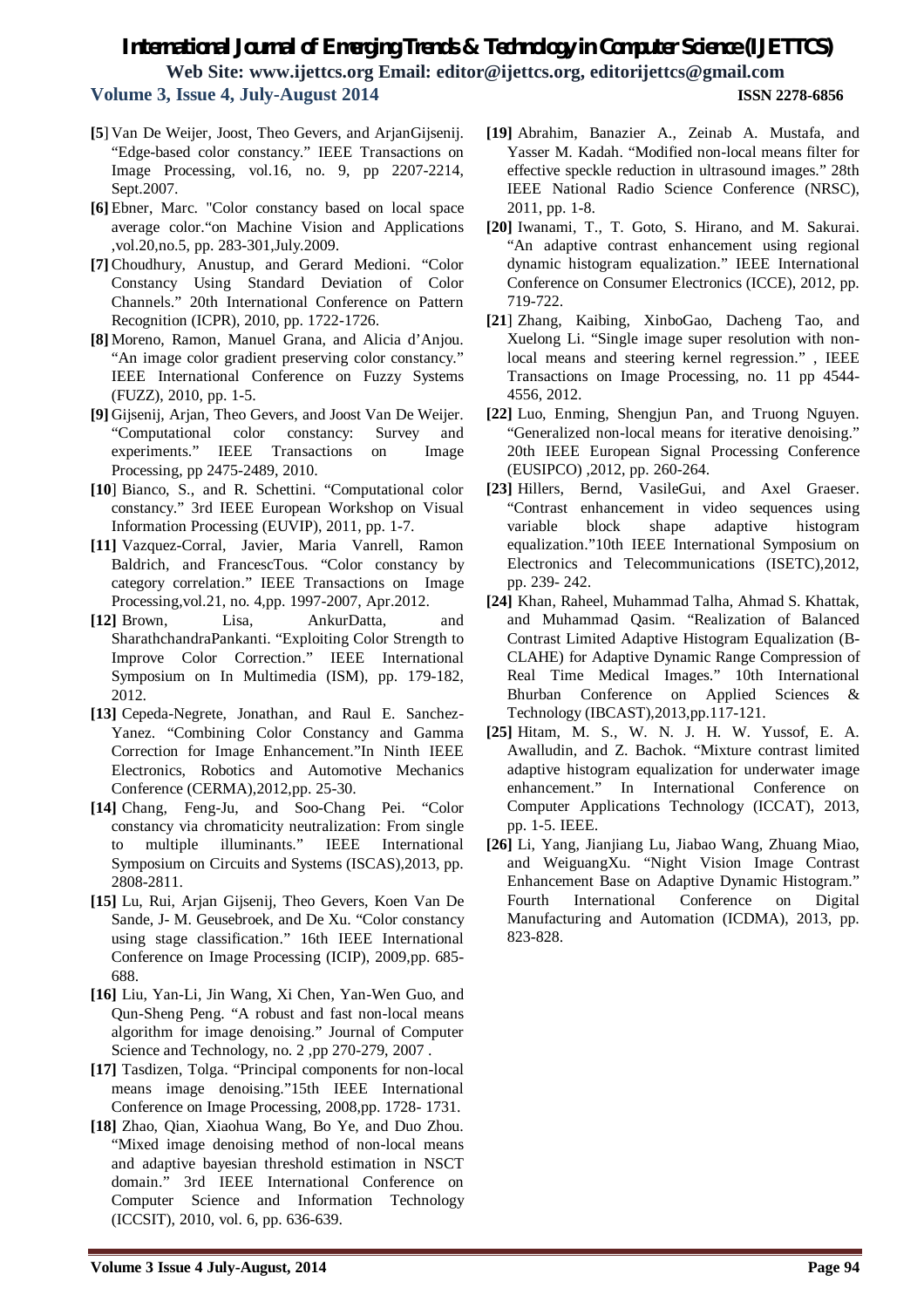**[5]** Van De Weijer, Joost, Theo Gevers, and ArjanGijsenij. "Edge-based color constancy." IEEE Transactions on Image Processing, vol.16, no. 9, pp 2207-2214, Sept.2007.

**[6]** Ebner, Marc. "Color constancy based on local space average color."on Machine Vision and Applications ,vol.20,no.5, pp. 283-301,July.2009.

**[7]** Choudhury, Anustup, and Gerard Medioni. "Color Constancy Using Standard Deviation of Color Channels." 20th International Conference on Pattern Recognition (ICPR), 2010, pp. 1722-1726.

**[8]** Moreno, Ramon, Manuel Grana, and Alicia d'Anjou. "An image color gradient preserving color constancy." IEEE International Conference on Fuzzy Systems (FUZZ), 2010, pp. 1-5.

**[9]** Gijsenij, Arjan, Theo Gevers, and Joost Van De Weijer. "Computational color constancy: Survey and experiments." IEEE Transactions on Image Processing, pp 2475-2489, 2010.

**[10]** Bianco, S., and R. Schettini. "Computational color constancy." 3rd IEEE European Workshop on Visual Information Processing (EUVIP), 2011, pp. 1-7.

**[11]** Vazquez-Corral, Javier, Maria Vanrell, Ramon Baldrich, and FrancescTous. "Color constancy by category correlation." IEEE Transactions on Image Processing,vol.21, no. 4,pp. 1997-2007, Apr.2012.

**[12]** Brown, Lisa, AnkurDatta, and SharathchandraPankanti. "Exploiting Color Strength to Improve Color Correction." IEEE International Symposium on In Multimedia (ISM), pp. 179-182, 2012.

**[13]** Cepeda-Negrete, Jonathan, and Raul E. Sanchez-Yanez. "Combining Color Constancy and Gamma Correction for Image Enhancement."In Ninth IEEE Electronics, Robotics and Automotive Mechanics Conference (CERMA),2012,pp. 25-30.

**[14]** Chang, Feng-Ju, and Soo-Chang Pei. "Color constancy via chromaticity neutralization: From single to multiple illuminants." IEEE International Symposium on Circuits and Systems (ISCAS),2013, pp. 2808-2811.

**[15]** Lu, Rui, Arjan Gijsenij, Theo Gevers, Koen Van De Sande, J- M. Geusebroek, and De Xu. "Color constancy using stage classification." 16th IEEE International Conference on Image Processing (ICIP), 2009,pp. 685-688.

**[16]** Liu, Yan-Li, Jin Wang, Xi Chen, Yan-Wen Guo, and Qun-Sheng Peng. "A robust and fast non-local means algorithm for image denoising." Journal of Computer Science and Technology, no. 2 ,pp 270-279, 2007 .

**[17]** Tasdizen, Tolga. "Principal components for non-local means image denoising."15th IEEE International Conference on Image Processing, 2008,pp. 1728- 1731.

**[18]** Zhao, Qian, Xiaohua Wang, Bo Ye, and Duo Zhou. "Mixed image denoising method of non-local means and adaptive bayesian threshold estimation in NSCT domain." 3rd IEEE International Conference on Computer Science and Information Technology (ICCSIT), 2010, vol. 6, pp. 636-639.

**[19]** Abrahim, Banazier A., Zeinab A. Mustafa, and Yasser M. Kadah. "Modified non-local means filter for effective speckle reduction in ultrasound images." 28th IEEE National Radio Science Conference (NRSC), 2011, pp. 1-8.

**[20]** Iwanami, T., T. Goto, S. Hirano, and M. Sakurai. "An adaptive contrast enhancement using regional dynamic histogram equalization." IEEE International Conference on Consumer Electronics (ICCE), 2012, pp. 719-722.

**[21]** Zhang, Kaibing, XinboGao, Dacheng Tao, and Xuelong Li. "Single image super resolution with non-local means and steering kernel regression." , IEEE Transactions on Image Processing, no. 11 pp 4544-4556, 2012.

**[22]** Luo, Enming, Shengjun Pan, and Truong Nguyen. "Generalized non-local means for iterative denoising." 20th IEEE European Signal Processing Conference (EUSIPCO) ,2012, pp. 260-264.

**[23]** Hillers, Bernd, VasileGui, and Axel Graeser. "Contrast enhancement in video sequences using variable block shape adaptive histogram equalization."10th IEEE International Symposium on Electronics and Telecommunications (ISETC),2012, pp. 239- 242.

**[24]** Khan, Raheel, Muhammad Talha, Ahmad S. Khattak, and Muhammad Qasim. "Realization of Balanced Contrast Limited Adaptive Histogram Equalization (B-CLAHE) for Adaptive Dynamic Range Compression of Real Time Medical Images." 10th International Bhurban Conference on Applied Sciences & Technology (IBCAST),2013,pp.117-121.

**[25]** Hitam, M. S., W. N. J. H. W. Yussof, E. A. Awalludin, and Z. Bachok. "Mixture contrast limited adaptive histogram equalization for underwater image enhancement." In International Conference on Computer Applications Technology (ICCAT), 2013, pp. 1-5. IEEE.

**[26]** Li, Yang, Jianjiang Lu, Jiabao Wang, Zhuang Miao, and WeiguangXu. "Night Vision Image Contrast Enhancement Base on Adaptive Dynamic Histogram." Fourth International Conference on Digital Manufacturing and Automation (ICDMA), 2013, pp. 823-828.